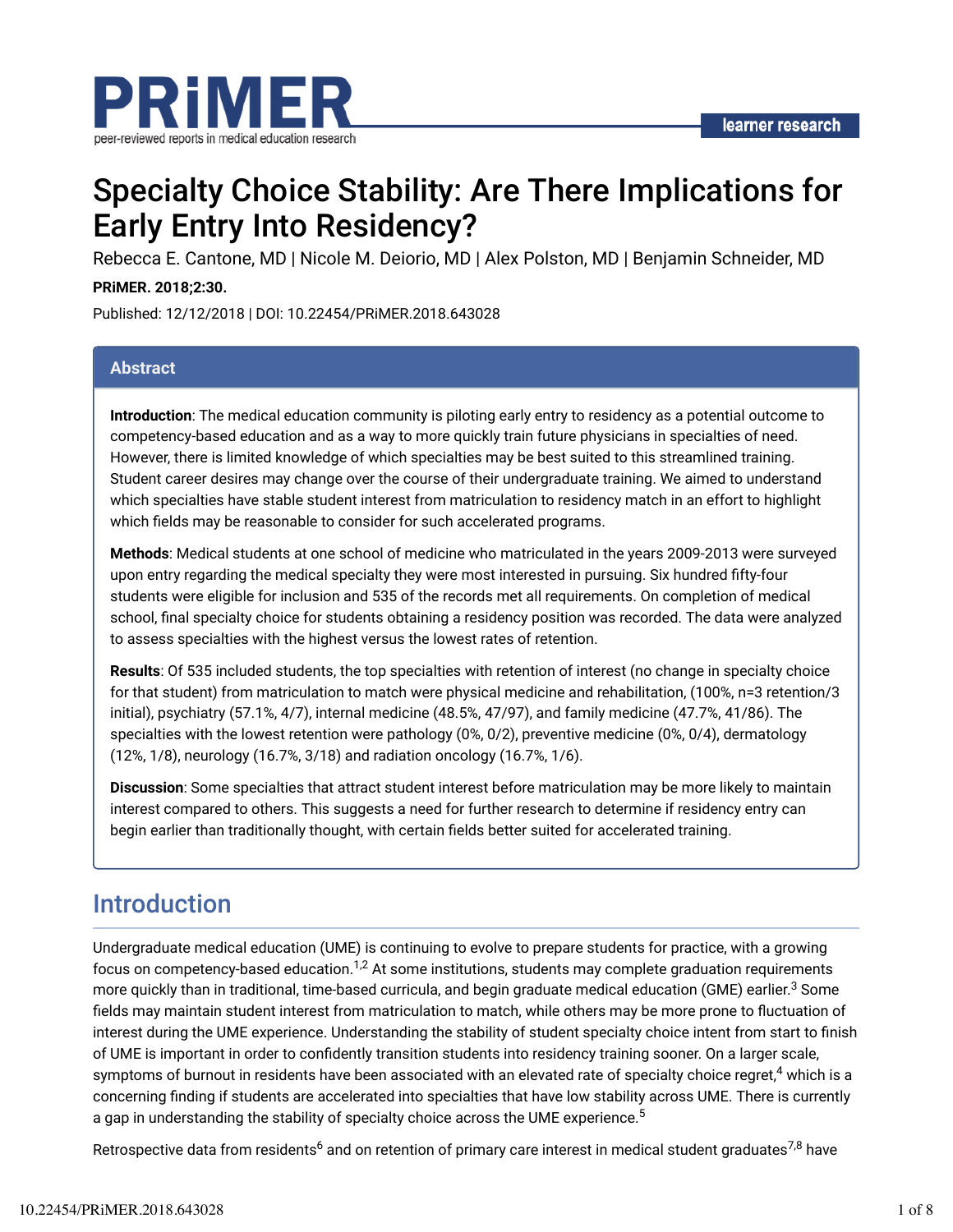# Specialty Choice Stability: Are There Implications for Early Entry Into Residency?

Rebecca E. Cantone, MD | Nicole M. Deiorio, MD | Alex Polston, MD | Benjamin Schneider, MD

**PRiMER. 2018;2:30.**

Published: 12/12/2018 | DOI: 10.22454/PRiMER.2018.643028

## Abstract

**Introduction**: The medical education community is piloting early entry to residency as a potential outcome to competency-based education and as a way to more quickly train future physicians in specialties of need. However, there is limited knowledge of which specialties may be best suited to this streamlined training. Student career desires may change over the course of their undergraduate training. We aimed to understand which specialties have stable student interest from matriculation to residency match in an effort to highlight which fields may be reasonable to consider for such accelerated programs.

**Methods**: Medical students at one school of medicine who matriculated in the years 2009-2013 were surveyed upon entry regarding the medical specialty they were most interested in pursuing. Six hundred fifty-four students were eligible for inclusion and 535 of the records met all requirements. On completion of medical school, final specialty choice for students obtaining a residency position was recorded. The data were analyzed to assess specialties with the highest versus the lowest rates of retention.

**Results**: Of 535 included students, the top specialties with retention of interest (no change in specialty choice for that student) from matriculation to match were physical medicine and rehabilitation, (100%, n=3 retention/3 initial), psychiatry (57.1%, 4/7), internal medicine (48.5%, 47/97), and family medicine (47.7%, 41/86). The specialties with the lowest retention were pathology (0%, 0/2), preventive medicine (0%, 0/4), dermatology (12%, 1/8), neurology (16.7%, 3/18) and radiation oncology (16.7%, 1/6).

**Discussion**: Some specialties that attract student interest before matriculation may be more likely to maintain interest compared to others. This suggests a need for further research to determine if residency entry can begin earlier than traditionally thought, with certain fields better suited for accelerated training.

## Introduction

Undergraduate medical education (UME) is continuing to evolve to prepare students for practice, with a growing focus on competency-based education.[1,2] At some institutions, students may complete graduation requirements more quickly than in traditional, time-based curricula, and begin graduate medical education (GME) earlier.[3] Some fields may maintain student interest from matriculation to match, while others may be more prone to fluctuation of interest during the UME experience. Understanding the stability of student specialty choice intent from start to finish of UME is important in order to confidently transition students into residency training sooner. On a larger scale, symptoms of burnout in residents have been associated with an elevated rate of specialty choice regret,[4] which is a concerning finding if students are accelerated into specialties that have low stability across UME. There is currently a gap in understanding the stability of specialty choice across the UME experience.[5]

Retrospective data from residents[6] and on retention of primary care interest in medical student graduates[7,8] have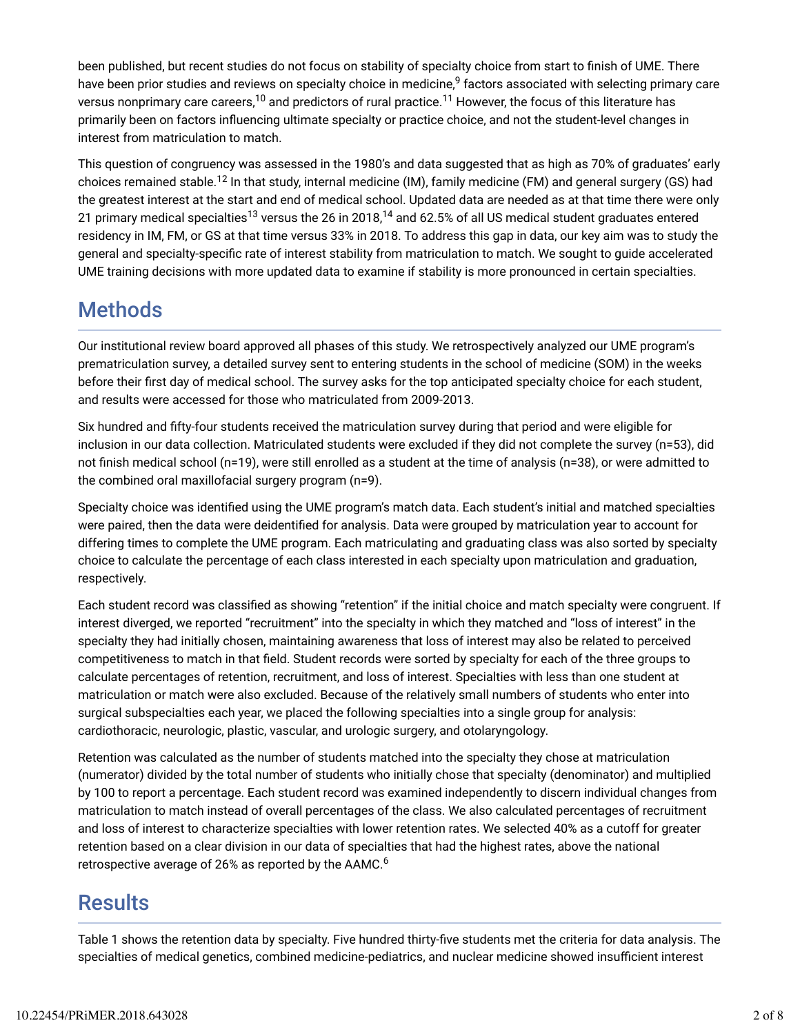been published, but recent studies do not focus on stability of specialty choice from start to finish of UME. There have been prior studies and reviews on specialty choice in medicine,[9] factors associated with selecting primary care versus nonprimary care careers,[10] and predictors of rural practice.[11] However, the focus of this literature has primarily been on factors influencing ultimate specialty or practice choice, and not the student-level changes in interest from matriculation to match.

This question of congruency was assessed in the 1980's and data suggested that as high as 70% of graduates' early choices remained stable.[12] In that study, internal medicine (IM), family medicine (FM) and general surgery (GS) had the greatest interest at the start and end of medical school. Updated data are needed as at that time there were only 21 primary medical specialties[13] versus the 26 in 2018,[14] and 62.5% of all US medical student graduates entered residency in IM, FM, or GS at that time versus 33% in 2018. To address this gap in data, our key aim was to study the general and specialty-specific rate of interest stability from matriculation to match. We sought to guide accelerated UME training decisions with more updated data to examine if stability is more pronounced in certain specialties.

## Methods

Our institutional review board approved all phases of this study. We retrospectively analyzed our UME program's prematriculation survey, a detailed survey sent to entering students in the school of medicine (SOM) in the weeks before their first day of medical school. The survey asks for the top anticipated specialty choice for each student, and results were accessed for those who matriculated from 2009-2013.

Six hundred and fifty-four students received the matriculation survey during that period and were eligible for inclusion in our data collection. Matriculated students were excluded if they did not complete the survey (n=53), did not finish medical school (n=19), were still enrolled as a student at the time of analysis (n=38), or were admitted to the combined oral maxillofacial surgery program (n=9).

Specialty choice was identified using the UME program's match data. Each student's initial and matched specialties were paired, then the data were deidentified for analysis. Data were grouped by matriculation year to account for differing times to complete the UME program. Each matriculating and graduating class was also sorted by specialty choice to calculate the percentage of each class interested in each specialty upon matriculation and graduation, respectively.

Each student record was classified as showing "retention" if the initial choice and match specialty were congruent. If interest diverged, we reported "recruitment" into the specialty in which they matched and "loss of interest" in the specialty they had initially chosen, maintaining awareness that loss of interest may also be related to perceived competitiveness to match in that field. Student records were sorted by specialty for each of the three groups to calculate percentages of retention, recruitment, and loss of interest. Specialties with less than one student at matriculation or match were also excluded. Because of the relatively small numbers of students who enter into surgical subspecialties each year, we placed the following specialties into a single group for analysis: cardiothoracic, neurologic, plastic, vascular, and urologic surgery, and otolaryngology.

Retention was calculated as the number of students matched into the specialty they chose at matriculation (numerator) divided by the total number of students who initially chose that specialty (denominator) and multiplied by 100 to report a percentage. Each student record was examined independently to discern individual changes from matriculation to match instead of overall percentages of the class. We also calculated percentages of recruitment and loss of interest to characterize specialties with lower retention rates. We selected 40% as a cutoff for greater retention based on a clear division in our data of specialties that had the highest rates, above the national retrospective average of 26% as reported by the AAMC.[6]

## Results

Table 1 shows the retention data by specialty. Five hundred thirty-five students met the criteria for data analysis. The specialties of medical genetics, combined medicine-pediatrics, and nuclear medicine showed insufficient interest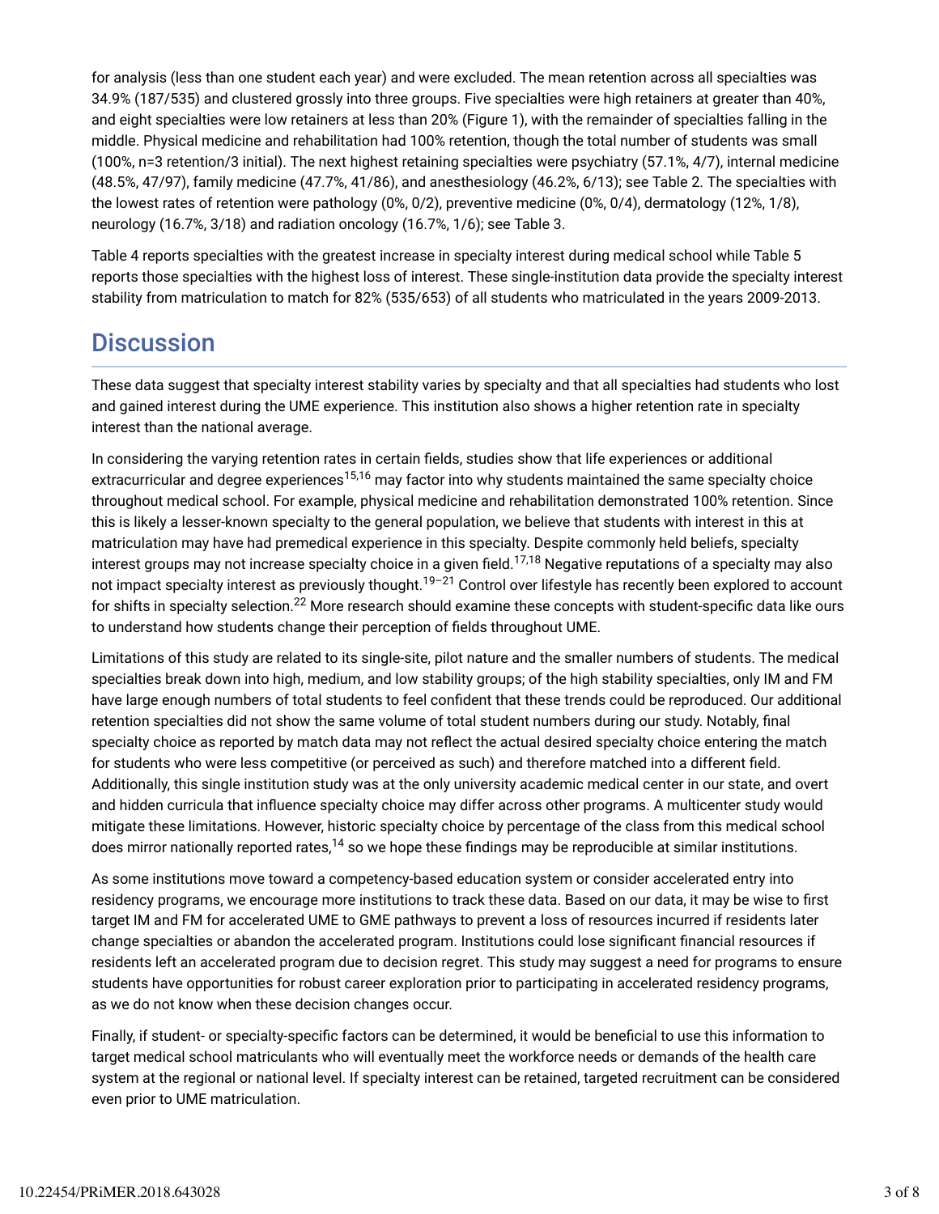for analysis (less than one student each year) and were excluded. The mean retention across all specialties was 34.9% (187/535) and clustered grossly into three groups. Five specialties were high retainers at greater than 40%, and eight specialties were low retainers at less than 20% (Figure 1), with the remainder of specialties falling in the middle. Physical medicine and rehabilitation had 100% retention, though the total number of students was small (100%, n=3 retention/3 initial). The next highest retaining specialties were psychiatry (57.1%, 4/7), internal medicine (48.5%, 47/97), family medicine (47.7%, 41/86), and anesthesiology (46.2%, 6/13); see Table 2. The specialties with the lowest rates of retention were pathology (0%, 0/2), preventive medicine (0%, 0/4), dermatology (12%, 1/8), neurology (16.7%, 3/18) and radiation oncology (16.7%, 1/6); see Table 3.

Table 4 reports specialties with the greatest increase in specialty interest during medical school while Table 5 reports those specialties with the highest loss of interest. These single-institution data provide the specialty interest stability from matriculation to match for 82% (535/653) of all students who matriculated in the years 2009-2013.

## Discussion

These data suggest that specialty interest stability varies by specialty and that all specialties had students who lost and gained interest during the UME experience. This institution also shows a higher retention rate in specialty interest than the national average.

In considering the varying retention rates in certain fields, studies show that life experiences or additional extracurricular and degree experiences[15,16] may factor into why students maintained the same specialty choice throughout medical school. For example, physical medicine and rehabilitation demonstrated 100% retention. Since this is likely a lesser-known specialty to the general population, we believe that students with interest in this at matriculation may have had premedical experience in this specialty. Despite commonly held beliefs, specialty interest groups may not increase specialty choice in a given field.[17,18] Negative reputations of a specialty may also not impact specialty interest as previously thought.[19–21] Control over lifestyle has recently been explored to account for shifts in specialty selection.[22] More research should examine these concepts with student-specific data like ours to understand how students change their perception of fields throughout UME.

Limitations of this study are related to its single-site, pilot nature and the smaller numbers of students. The medical specialties break down into high, medium, and low stability groups; of the high stability specialties, only IM and FM have large enough numbers of total students to feel confident that these trends could be reproduced. Our additional retention specialties did not show the same volume of total student numbers during our study. Notably, final specialty choice as reported by match data may not reflect the actual desired specialty choice entering the match for students who were less competitive (or perceived as such) and therefore matched into a different field. Additionally, this single institution study was at the only university academic medical center in our state, and overt and hidden curricula that influence specialty choice may differ across other programs. A multicenter study would mitigate these limitations. However, historic specialty choice by percentage of the class from this medical school does mirror nationally reported rates,[14] so we hope these findings may be reproducible at similar institutions.

As some institutions move toward a competency-based education system or consider accelerated entry into residency programs, we encourage more institutions to track these data. Based on our data, it may be wise to first target IM and FM for accelerated UME to GME pathways to prevent a loss of resources incurred if residents later change specialties or abandon the accelerated program. Institutions could lose significant financial resources if residents left an accelerated program due to decision regret. This study may suggest a need for programs to ensure students have opportunities for robust career exploration prior to participating in accelerated residency programs, as we do not know when these decision changes occur.

Finally, if student- or specialty-specific factors can be determined, it would be beneficial to use this information to target medical school matriculants who will eventually meet the workforce needs or demands of the health care system at the regional or national level. If specialty interest can be retained, targeted recruitment can be considered even prior to UME matriculation.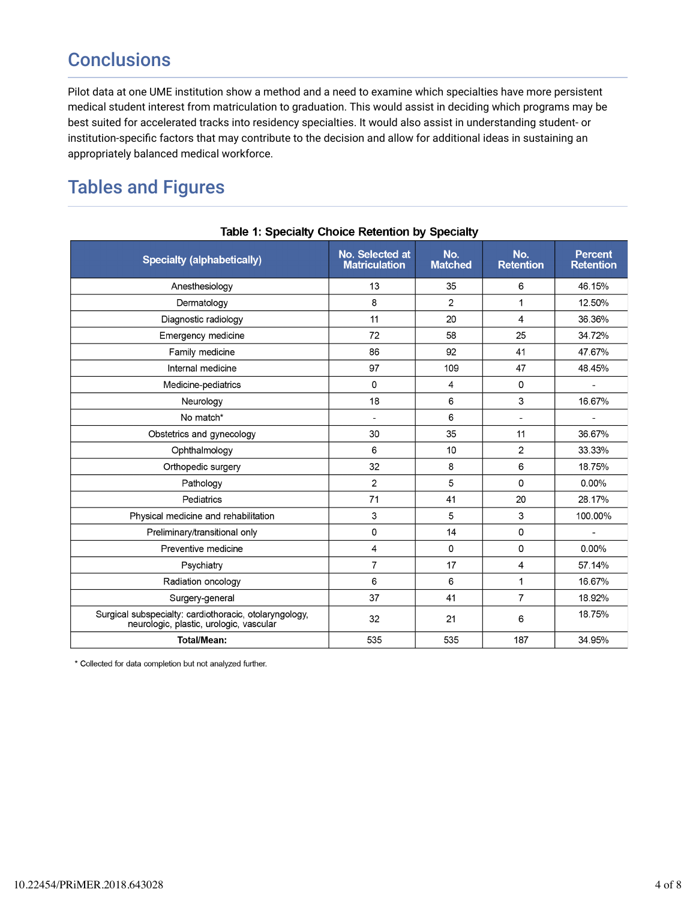## Conclusions

Pilot data at one UME institution show a method and a need to examine which specialties have more persistent medical student interest from matriculation to graduation. This would assist in deciding which programs may be best suited for accelerated tracks into residency specialties. It would also assist in understanding student- or institution-specific factors that may contribute to the decision and allow for additional ideas in sustaining an appropriately balanced medical workforce.

## Tables and Figures

**Table 1: Specialty Choice Retention by Specialty**

| Specialty (alphabetically) | No. Selected at Matriculation | No. Matched | No. Retention | Percent Retention |
|---|---|---|---|---|
| Anesthesiology | 13 | 35 | 6 | 46.15% |
| Dermatology | 8 | 2 | 1 | 12.50% |
| Diagnostic radiology | 11 | 20 | 4 | 36.36% |
| Emergency medicine | 72 | 58 | 25 | 34.72% |
| Family medicine | 86 | 92 | 41 | 47.67% |
| Internal medicine | 97 | 109 | 47 | 48.45% |
| Medicine-pediatrics | 0 | 4 | 0 | - |
| Neurology | 18 | 6 | 3 | 16.67% |
| No match* | - | 6 | - | - |
| Obstetrics and gynecology | 30 | 35 | 11 | 36.67% |
| Ophthalmology | 6 | 10 | 2 | 33.33% |
| Orthopedic surgery | 32 | 8 | 6 | 18.75% |
| Pathology | 2 | 5 | 0 | 0.00% |
| Pediatrics | 71 | 41 | 20 | 28.17% |
| Physical medicine and rehabilitation | 3 | 5 | 3 | 100.00% |
| Preliminary/transitional only | 0 | 14 | 0 | - |
| Preventive medicine | 4 | 0 | 0 | 0.00% |
| Psychiatry | 7 | 17 | 4 | 57.14% |
| Radiation oncology | 6 | 6 | 1 | 16.67% |
| Surgery-general | 37 | 41 | 7 | 18.92% |
| Surgical subspecialty: cardiothoracic, otolaryngology, neurologic, plastic, urologic, vascular | 32 | 21 | 6 | 18.75% |
| **Total/Mean:** | 535 | 535 | 187 | 34.95% |

\* Collected for data completion but not analyzed further.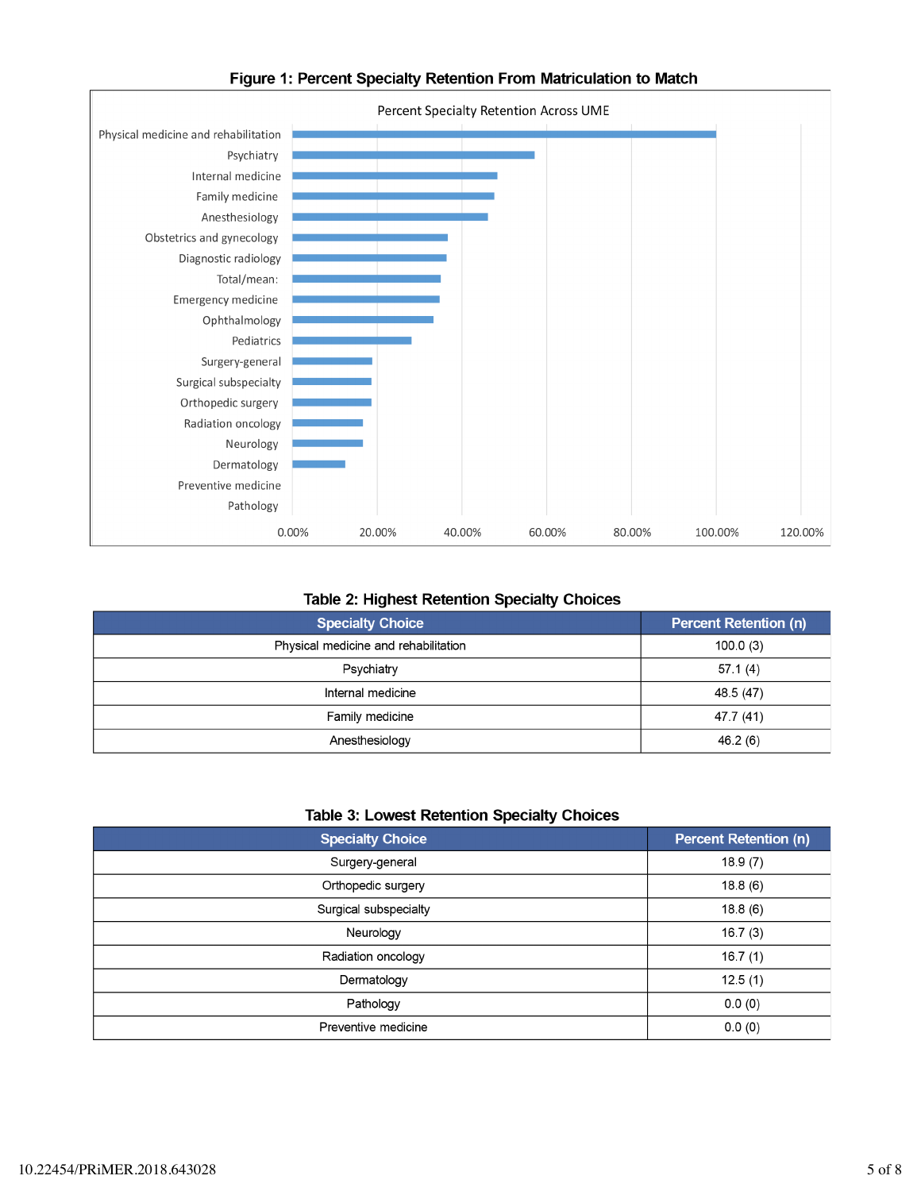**Figure 1: Percent Specialty Retention From Matriculation to Match**

**Table 2: Highest Retention Specialty Choices**

| Specialty Choice | Percent Retention (n) |
|---|---|
| Physical medicine and rehabilitation | 100.0 (3) |
| Psychiatry | 57.1 (4) |
| Internal medicine | 48.5 (47) |
| Family medicine | 47.7 (41) |
| Anesthesiology | 46.2 (6) |

**Table 3: Lowest Retention Specialty Choices**

| Specialty Choice | Percent Retention (n) |
|---|---|
| Surgery-general | 18.9 (7) |
| Orthopedic surgery | 18.8 (6) |
| Surgical subspecialty | 18.8 (6) |
| Neurology | 16.7 (3) |
| Radiation oncology | 16.7 (1) |
| Dermatology | 12.5 (1) |
| Pathology | 0.0 (0) |
| Preventive medicine | 0.0 (0) |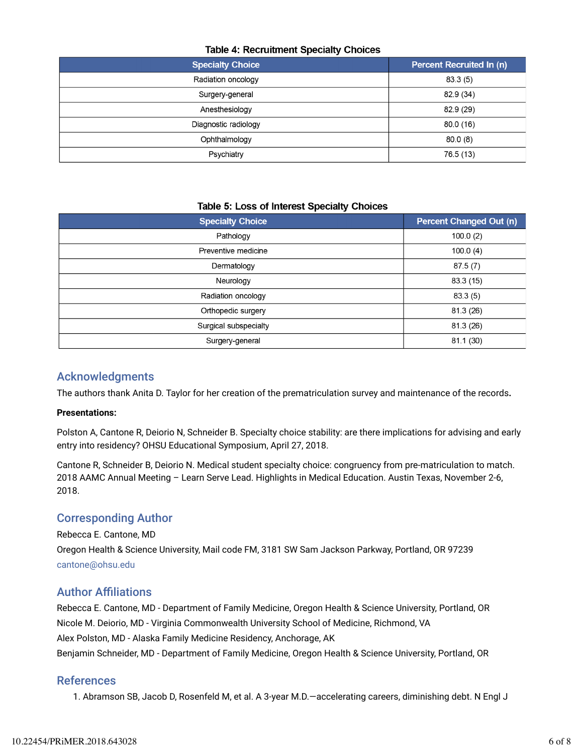**Table 4: Recruitment Specialty Choices**

| Specialty Choice | Percent Recruited In (n) |
|---|---|
| Radiation oncology | 83.3 (5) |
| Surgery-general | 82.9 (34) |
| Anesthesiology | 82.9 (29) |
| Diagnostic radiology | 80.0 (16) |
| Ophthalmology | 80.0 (8) |
| Psychiatry | 76.5 (13) |

**Table 5: Loss of Interest Specialty Choices**

| Specialty Choice | Percent Changed Out (n) |
|---|---|
| Pathology | 100.0 (2) |
| Preventive medicine | 100.0 (4) |
| Dermatology | 87.5 (7) |
| Neurology | 83.3 (15) |
| Radiation oncology | 83.3 (5) |
| Orthopedic surgery | 81.3 (26) |
| Surgical subspecialty | 81.3 (26) |
| Surgery-general | 81.1 (30) |

## Acknowledgments

The authors thank Anita D. Taylor for her creation of the prematriculation survey and maintenance of the records.

**Presentations:**

Polston A, Cantone R, Deiorio N, Schneider B. Specialty choice stability: are there implications for advising and early entry into residency? OHSU Educational Symposium, April 27, 2018.

Cantone R, Schneider B, Deiorio N. Medical student specialty choice: congruency from pre-matriculation to match. 2018 AAMC Annual Meeting – Learn Serve Lead. Highlights in Medical Education. Austin Texas, November 2-6, 2018.

## Corresponding Author

Rebecca E. Cantone, MD

Oregon Health & Science University, Mail code FM, 3181 SW Sam Jackson Parkway, Portland, OR 97239

cantone@ohsu.edu

## Author Affiliations

Rebecca E. Cantone, MD - Department of Family Medicine, Oregon Health & Science University, Portland, OR

Nicole M. Deiorio, MD - Virginia Commonwealth University School of Medicine, Richmond, VA

Alex Polston, MD - Alaska Family Medicine Residency, Anchorage, AK

Benjamin Schneider, MD - Department of Family Medicine, Oregon Health & Science University, Portland, OR

## References

1. Abramson SB, Jacob D, Rosenfeld M, et al. A 3-year M.D.—accelerating careers, diminishing debt. N Engl J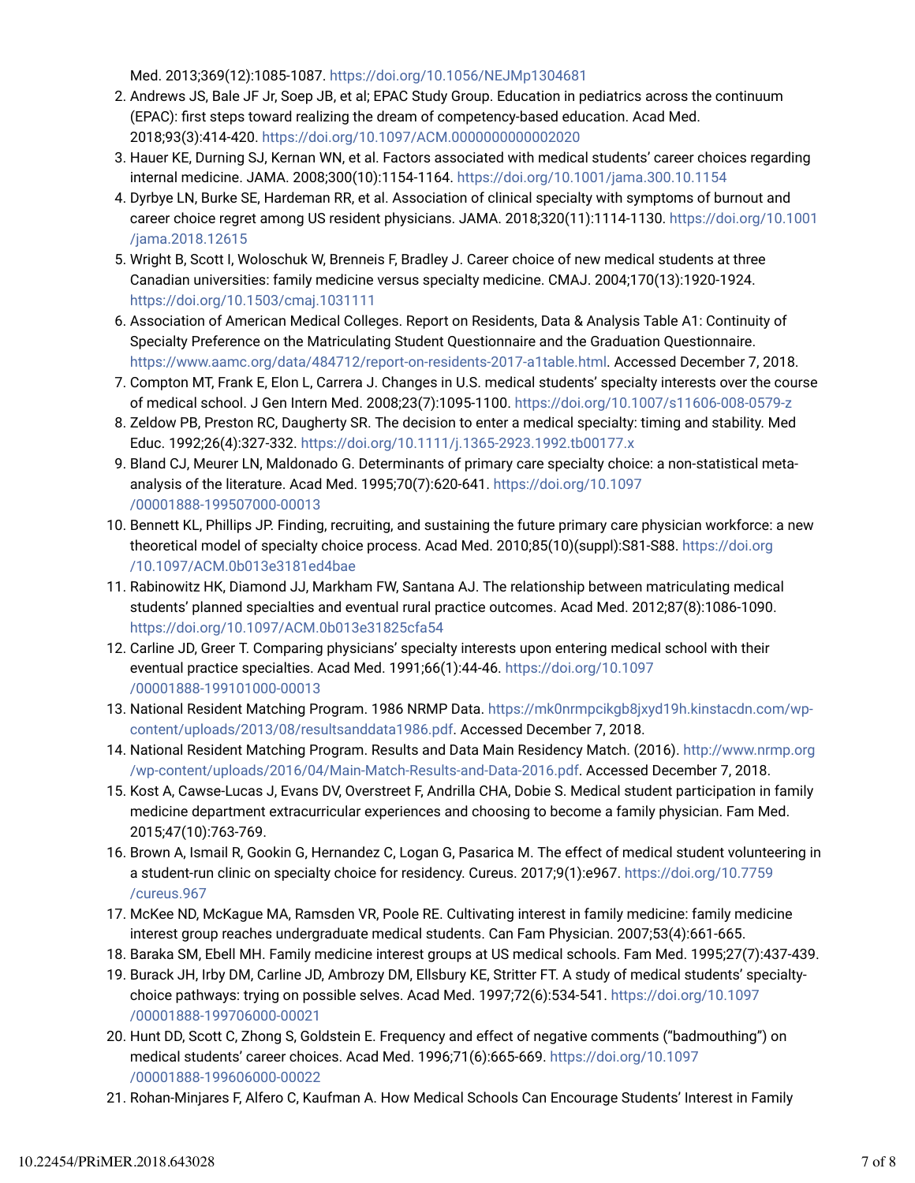Med. 2013;369(12):1085-1087. https://doi.org/10.1056/NEJMp1304681

2. Andrews JS, Bale JF Jr, Soep JB, et al; EPAC Study Group. Education in pediatrics across the continuum (EPAC): first steps toward realizing the dream of competency-based education. Acad Med. 2018;93(3):414-420. https://doi.org/10.1097/ACM.0000000000002020
3. Hauer KE, Durning SJ, Kernan WN, et al. Factors associated with medical students' career choices regarding internal medicine. JAMA. 2008;300(10):1154-1164. https://doi.org/10.1001/jama.300.10.1154
4. Dyrbye LN, Burke SE, Hardeman RR, et al. Association of clinical specialty with symptoms of burnout and career choice regret among US resident physicians. JAMA. 2018;320(11):1114-1130. https://doi.org/10.1001/jama.2018.12615
5. Wright B, Scott I, Woloschuk W, Brenneis F, Bradley J. Career choice of new medical students at three Canadian universities: family medicine versus specialty medicine. CMAJ. 2004;170(13):1920-1924. https://doi.org/10.1503/cmaj.1031111
6. Association of American Medical Colleges. Report on Residents, Data & Analysis Table A1: Continuity of Specialty Preference on the Matriculating Student Questionnaire and the Graduation Questionnaire. https://www.aamc.org/data/484712/report-on-residents-2017-a1table.html. Accessed December 7, 2018.
7. Compton MT, Frank E, Elon L, Carrera J. Changes in U.S. medical students' specialty interests over the course of medical school. J Gen Intern Med. 2008;23(7):1095-1100. https://doi.org/10.1007/s11606-008-0579-z
8. Zeldow PB, Preston RC, Daugherty SR. The decision to enter a medical specialty: timing and stability. Med Educ. 1992;26(4):327-332. https://doi.org/10.1111/j.1365-2923.1992.tb00177.x
9. Bland CJ, Meurer LN, Maldonado G. Determinants of primary care specialty choice: a non-statistical meta-analysis of the literature. Acad Med. 1995;70(7):620-641. https://doi.org/10.1097/00001888-199507000-00013
10. Bennett KL, Phillips JP. Finding, recruiting, and sustaining the future primary care physician workforce: a new theoretical model of specialty choice process. Acad Med. 2010;85(10)(suppl):S81-S88. https://doi.org/10.1097/ACM.0b013e3181ed4bae
11. Rabinowitz HK, Diamond JJ, Markham FW, Santana AJ. The relationship between matriculating medical students' planned specialties and eventual rural practice outcomes. Acad Med. 2012;87(8):1086-1090. https://doi.org/10.1097/ACM.0b013e31825cfa54
12. Carline JD, Greer T. Comparing physicians' specialty interests upon entering medical school with their eventual practice specialties. Acad Med. 1991;66(1):44-46. https://doi.org/10.1097/00001888-199101000-00013
13. National Resident Matching Program. 1986 NRMP Data. https://mk0nrmpcikgb8jxyd19h.kinstacdn.com/wp-content/uploads/2013/08/resultsanddata1986.pdf. Accessed December 7, 2018.
14. National Resident Matching Program. Results and Data Main Residency Match. (2016). http://www.nrmp.org/wp-content/uploads/2016/04/Main-Match-Results-and-Data-2016.pdf. Accessed December 7, 2018.
15. Kost A, Cawse-Lucas J, Evans DV, Overstreet F, Andrilla CHA, Dobie S. Medical student participation in family medicine department extracurricular experiences and choosing to become a family physician. Fam Med. 2015;47(10):763-769.
16. Brown A, Ismail R, Gookin G, Hernandez C, Logan G, Pasarica M. The effect of medical student volunteering in a student-run clinic on specialty choice for residency. Cureus. 2017;9(1):e967. https://doi.org/10.7759/cureus.967
17. McKee ND, McKague MA, Ramsden VR, Poole RE. Cultivating interest in family medicine: family medicine interest group reaches undergraduate medical students. Can Fam Physician. 2007;53(4):661-665.
18. Baraka SM, Ebell MH. Family medicine interest groups at US medical schools. Fam Med. 1995;27(7):437-439.
19. Burack JH, Irby DM, Carline JD, Ambrozy DM, Ellsbury KE, Stritter FT. A study of medical students' specialty-choice pathways: trying on possible selves. Acad Med. 1997;72(6):534-541. https://doi.org/10.1097/00001888-199706000-00021
20. Hunt DD, Scott C, Zhong S, Goldstein E. Frequency and effect of negative comments ("badmouthing") on medical students' career choices. Acad Med. 1996;71(6):665-669. https://doi.org/10.1097/00001888-199606000-00022
21. Rohan-Minjares F, Alfero C, Kaufman A. How Medical Schools Can Encourage Students' Interest in Family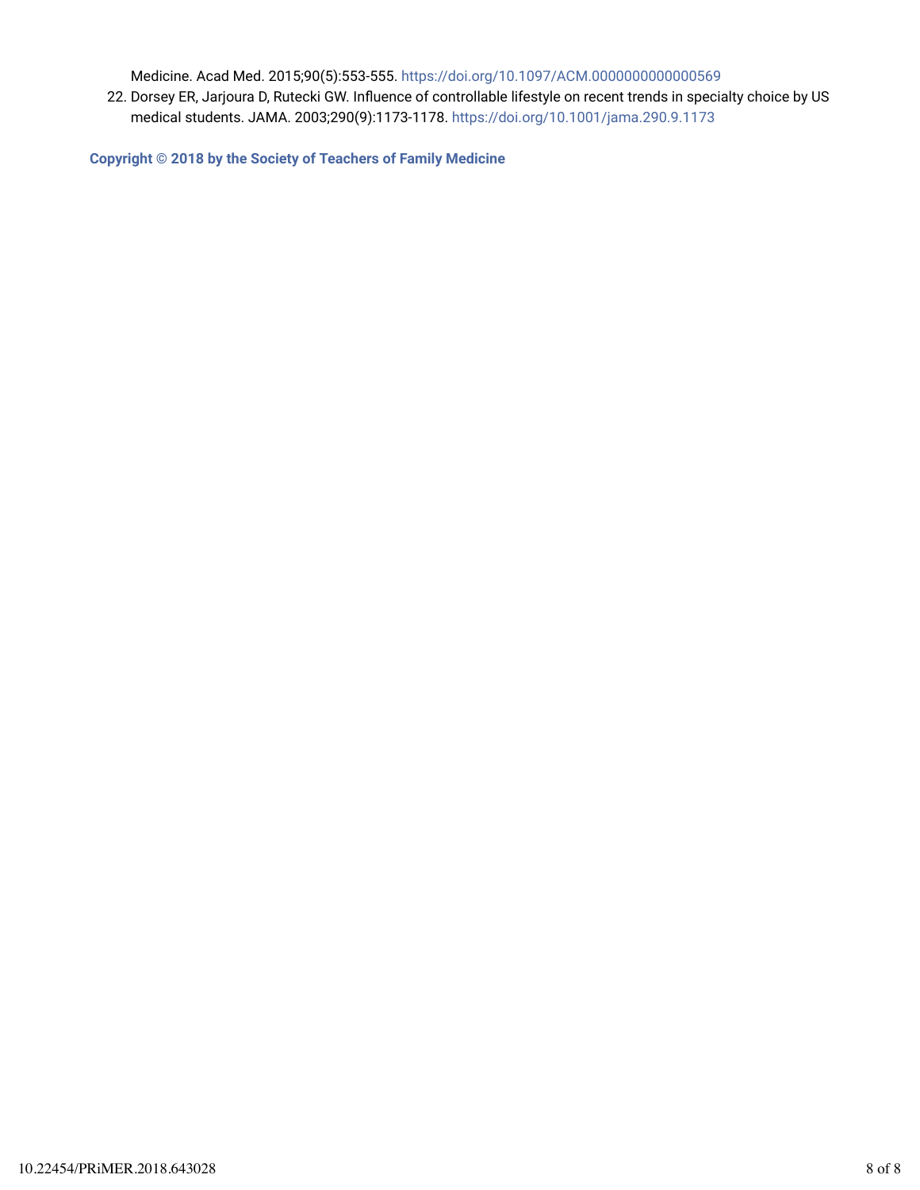Medicine. Acad Med. 2015;90(5):553-555. https://doi.org/10.1097/ACM.0000000000000569

22. Dorsey ER, Jarjoura D, Rutecki GW. Influence of controllable lifestyle on recent trends in specialty choice by US medical students. JAMA. 2003;290(9):1173-1178. https://doi.org/10.1001/jama.290.9.1173

**Copyright © 2018 by the Society of Teachers of Family Medicine**